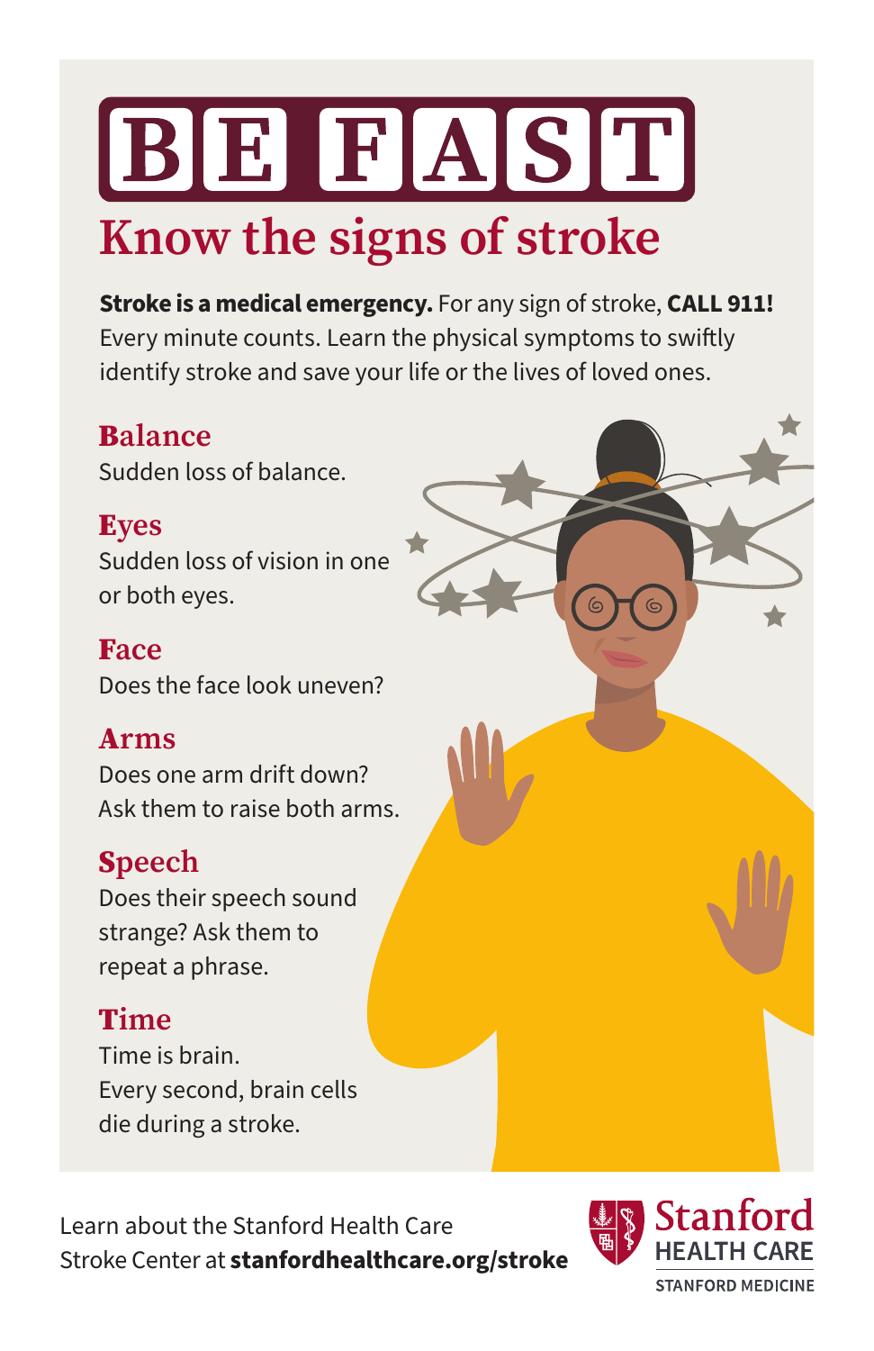# BE FAST

## Know the signs of stroke

**Stroke is a medical emergency.** For any sign of stroke, **CALL 911!** Every minute counts. Learn the physical symptoms to swiftly identify stroke and save your life or the lives of loved ones.

### Balance

Sudden loss of balance.

### Eyes

Sudden loss of vision in one or both eyes.

### Face

Does the face look uneven?

### Arms

Does one arm drift down? Ask them to raise both arms.

### Speech

Does their speech sound strange? Ask them to repeat a phrase.

### Time

Time is brain.
Every second, brain cells die during a stroke.

Learn about the Stanford Health Care Stroke Center at **stanfordhealthcare.org/stroke**

Stanford HEALTH CARE
STANFORD MEDICINE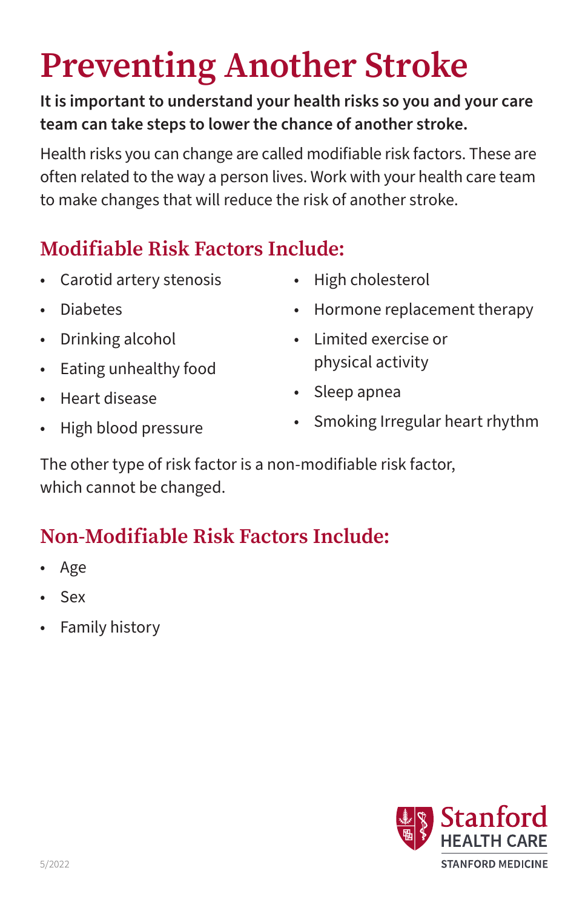# Preventing Another Stroke

**It is important to understand your health risks so you and your care team can take steps to lower the chance of another stroke.**

Health risks you can change are called modifiable risk factors. These are often related to the way a person lives. Work with your health care team to make changes that will reduce the risk of another stroke.

## Modifiable Risk Factors Include:

- Carotid artery stenosis
- Diabetes
- Drinking alcohol
- Eating unhealthy food
- Heart disease
- High blood pressure
- High cholesterol
- Hormone replacement therapy
- Limited exercise or physical activity
- Sleep apnea
- Smoking Irregular heart rhythm

The other type of risk factor is a non-modifiable risk factor, which cannot be changed.

## Non-Modifiable Risk Factors Include:

- Age
- Sex
- Family history

Stanford HEALTH CARE
STANFORD MEDICINE

5/2022